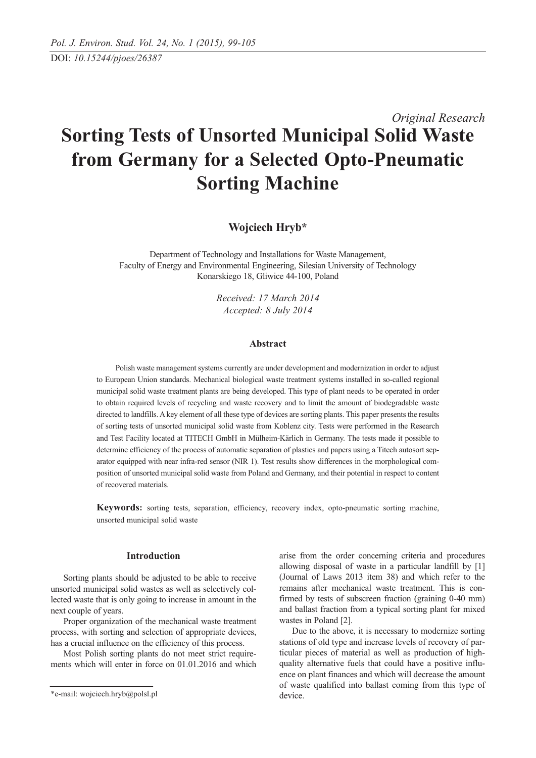DOI: *10.15244/pjoes/26387*

*Original Research*

# Sorting Tests of Unsorted Municipal Solid Waste from Germany for a Selected Opto-Pneumatic Sorting Machine

**Wojciech Hryb***

Department of Technology and Installations for Waste Management,
Faculty of Energy and Environmental Engineering, Silesian University of Technology
Konarskiego 18, Gliwice 44-100, Poland

*Received: 17 March 2014*
*Accepted: 8 July 2014*

## Abstract

Polish waste management systems currently are under development and modernization in order to adjust to European Union standards. Mechanical biological waste treatment systems installed in so-called regional municipal solid waste treatment plants are being developed. This type of plant needs to be operated in order to obtain required levels of recycling and waste recovery and to limit the amount of biodegradable waste directed to landfills. A key element of all these type of devices are sorting plants. This paper presents the results of sorting tests of unsorted municipal solid waste from Koblenz city. Tests were performed in the Research and Test Facility located at TITECH GmbH in Mülheim-Kärlich in Germany. The tests made it possible to determine efficiency of the process of automatic separation of plastics and papers using a Titech autosort separator equipped with near infra-red sensor (NIR 1). Test results show differences in the morphological composition of unsorted municipal solid waste from Poland and Germany, and their potential in respect to content of recovered materials.

**Keywords:** sorting tests, separation, efficiency, recovery index, opto-pneumatic sorting machine, unsorted municipal solid waste

## Introduction

Sorting plants should be adjusted to be able to receive unsorted municipal solid wastes as well as selectively collected waste that is only going to increase in amount in the next couple of years.

Proper organization of the mechanical waste treatment process, with sorting and selection of appropriate devices, has a crucial influence on the efficiency of this process.

Most Polish sorting plants do not meet strict requirements which will enter in force on 01.01.2016 and which arise from the order concerning criteria and procedures allowing disposal of waste in a particular landfill by [1] (Journal of Laws 2013 item 38) and which refer to the remains after mechanical waste treatment. This is confirmed by tests of subscreen fraction (graining 0-40 mm) and ballast fraction from a typical sorting plant for mixed wastes in Poland [2].

Due to the above, it is necessary to modernize sorting stations of old type and increase levels of recovery of particular pieces of material as well as production of high-quality alternative fuels that could have a positive influence on plant finances and which will decrease the amount of waste qualified into ballast coming from this type of device.

*e-mail: wojciech.hryb@polsl.pl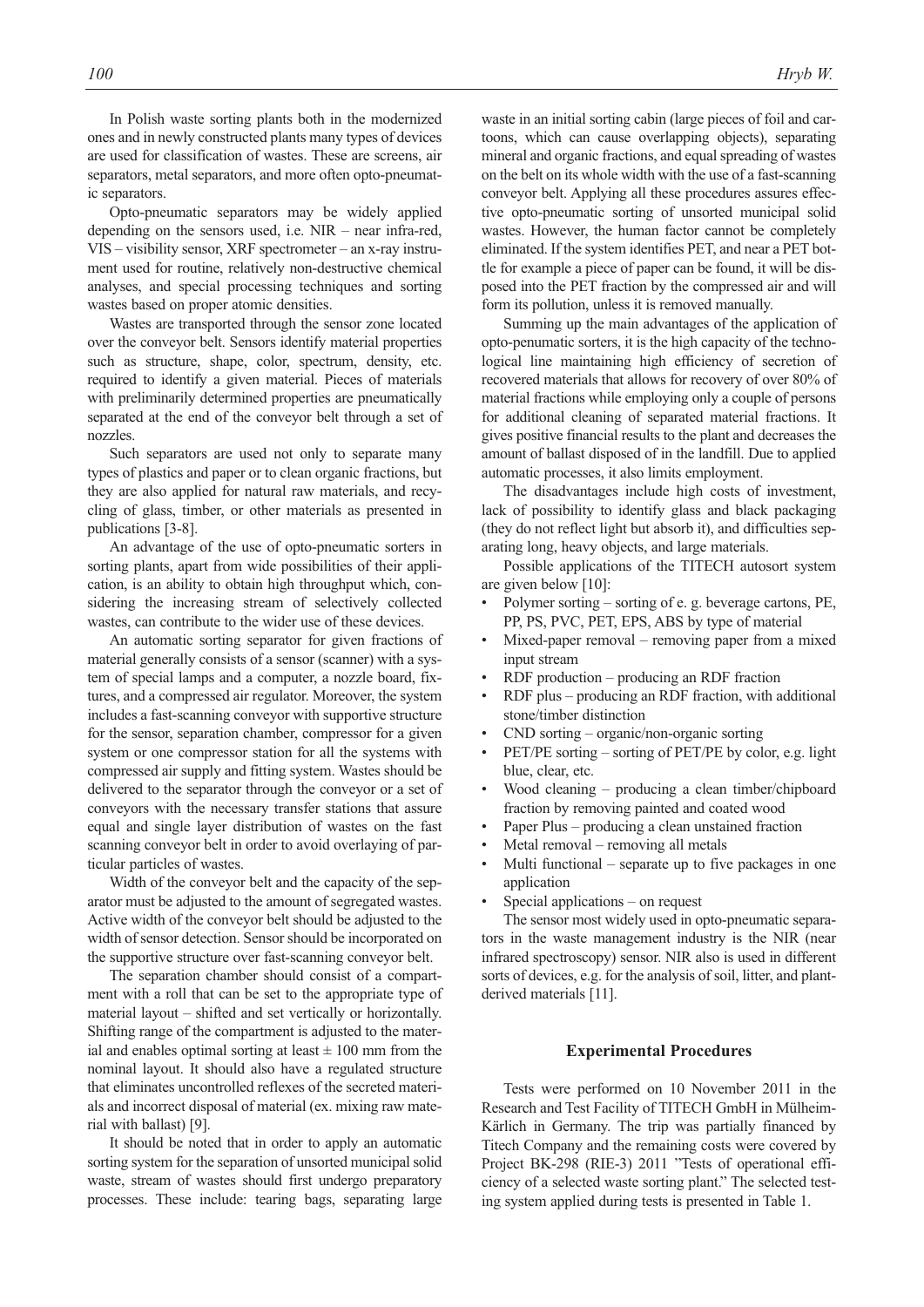In Polish waste sorting plants both in the modernized ones and in newly constructed plants many types of devices are used for classification of wastes. These are screens, air separators, metal separators, and more often opto-pneumatic separators.

Opto-pneumatic separators may be widely applied depending on the sensors used, i.e. NIR – near infra-red, VIS – visibility sensor, XRF spectrometer – an x-ray instrument used for routine, relatively non-destructive chemical analyses, and special processing techniques and sorting wastes based on proper atomic densities.

Wastes are transported through the sensor zone located over the conveyor belt. Sensors identify material properties such as structure, shape, color, spectrum, density, etc. required to identify a given material. Pieces of materials with preliminarily determined properties are pneumatically separated at the end of the conveyor belt through a set of nozzles.

Such separators are used not only to separate many types of plastics and paper or to clean organic fractions, but they are also applied for natural raw materials, and recycling of glass, timber, or other materials as presented in publications [3-8].

An advantage of the use of opto-pneumatic sorters in sorting plants, apart from wide possibilities of their application, is an ability to obtain high throughput which, considering the increasing stream of selectively collected wastes, can contribute to the wider use of these devices.

An automatic sorting separator for given fractions of material generally consists of a sensor (scanner) with a system of special lamps and a computer, a nozzle board, fixtures, and a compressed air regulator. Moreover, the system includes a fast-scanning conveyor with supportive structure for the sensor, separation chamber, compressor for a given system or one compressor station for all the systems with compressed air supply and fitting system. Wastes should be delivered to the separator through the conveyor or a set of conveyors with the necessary transfer stations that assure equal and single layer distribution of wastes on the fast scanning conveyor belt in order to avoid overlaying of particular particles of wastes.

Width of the conveyor belt and the capacity of the separator must be adjusted to the amount of segregated wastes. Active width of the conveyor belt should be adjusted to the width of sensor detection. Sensor should be incorporated on the supportive structure over fast-scanning conveyor belt.

The separation chamber should consist of a compartment with a roll that can be set to the appropriate type of material layout – shifted and set vertically or horizontally. Shifting range of the compartment is adjusted to the material and enables optimal sorting at least ± 100 mm from the nominal layout. It should also have a regulated structure that eliminates uncontrolled reflexes of the secreted materials and incorrect disposal of material (ex. mixing raw material with ballast) [9].

It should be noted that in order to apply an automatic sorting system for the separation of unsorted municipal solid waste, stream of wastes should first undergo preparatory processes. These include: tearing bags, separating large waste in an initial sorting cabin (large pieces of foil and cartoons, which can cause overlapping objects), separating mineral and organic fractions, and equal spreading of wastes on the belt on its whole width with the use of a fast-scanning conveyor belt. Applying all these procedures assures effective opto-pneumatic sorting of unsorted municipal solid wastes. However, the human factor cannot be completely eliminated. If the system identifies PET, and near a PET bottle for example a piece of paper can be found, it will be disposed into the PET fraction by the compressed air and will form its pollution, unless it is removed manually.

Summing up the main advantages of the application of opto-penumatic sorters, it is the high capacity of the technological line maintaining high efficiency of secretion of recovered materials that allows for recovery of over 80% of material fractions while employing only a couple of persons for additional cleaning of separated material fractions. It gives positive financial results to the plant and decreases the amount of ballast disposed of in the landfill. Due to applied automatic processes, it also limits employment.

The disadvantages include high costs of investment, lack of possibility to identify glass and black packaging (they do not reflect light but absorb it), and difficulties separating long, heavy objects, and large materials.

Possible applications of the TITECH autosort system are given below [10]:

- Polymer sorting – sorting of e. g. beverage cartons, PE, PP, PS, PVC, PET, EPS, ABS by type of material
- Mixed-paper removal – removing paper from a mixed input stream
- RDF production – producing an RDF fraction
- RDF plus – producing an RDF fraction, with additional stone/timber distinction
- CND sorting – organic/non-organic sorting
- PET/PE sorting – sorting of PET/PE by color, e.g. light blue, clear, etc.
- Wood cleaning – producing a clean timber/chipboard fraction by removing painted and coated wood
- Paper Plus – producing a clean unstained fraction
- Metal removal – removing all metals
- Multi functional – separate up to five packages in one application
- Special applications – on request

The sensor most widely used in opto-pneumatic separators in the waste management industry is the NIR (near infrared spectroscopy) sensor. NIR also is used in different sorts of devices, e.g. for the analysis of soil, litter, and plant-derived materials [11].

## Experimental Procedures

Tests were performed on 10 November 2011 in the Research and Test Facility of TITECH GmbH in Mülheim-Kärlich in Germany. The trip was partially financed by Titech Company and the remaining costs were covered by Project BK-298 (RIE-3) 2011 "Tests of operational efficiency of a selected waste sorting plant." The selected testing system applied during tests is presented in Table 1.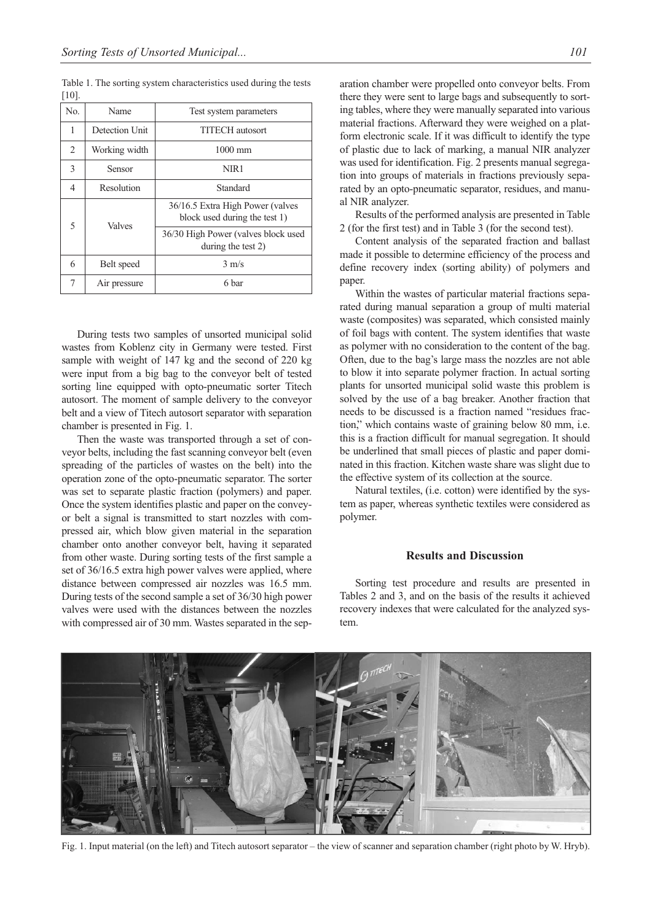Table 1. The sorting system characteristics used during the tests [10].

| No. | Name | Test system parameters |
|---|---|---|
| 1 | Detection Unit | TITECH autosort |
| 2 | Working width | 1000 mm |
| 3 | Sensor | NIR1 |
| 4 | Resolution | Standard |
| 5 | Valves | 36/16.5 Extra High Power (valves block used during the test 1) |
| | | 36/30 High Power (valves block used during the test 2) |
| 6 | Belt speed | 3 m/s |
| 7 | Air pressure | 6 bar |

During tests two samples of unsorted municipal solid wastes from Koblenz city in Germany were tested. First sample with weight of 147 kg and the second of 220 kg were input from a big bag to the conveyor belt of tested sorting line equipped with opto-pneumatic sorter Titech autosort. The moment of sample delivery to the conveyor belt and a view of Titech autosort separator with separation chamber is presented in Fig. 1.

Then the waste was transported through a set of conveyor belts, including the fast scanning conveyor belt (even spreading of the particles of wastes on the belt) into the operation zone of the opto-pneumatic separator. The sorter was set to separate plastic fraction (polymers) and paper. Once the system identifies plastic and paper on the conveyor belt a signal is transmitted to start nozzles with compressed air, which blow given material in the separation chamber onto another conveyor belt, having it separated from other waste. During sorting tests of the first sample a set of 36/16.5 extra high power valves were applied, where distance between compressed air nozzles was 16.5 mm. During tests of the second sample a set of 36/30 high power valves were used with the distances between the nozzles with compressed air of 30 mm. Wastes separated in the separation chamber were propelled onto conveyor belts. From there they were sent to large bags and subsequently to sorting tables, where they were manually separated into various material fractions. Afterward they were weighed on a platform electronic scale. If it was difficult to identify the type of plastic due to lack of marking, a manual NIR analyzer was used for identification. Fig. 2 presents manual segregation into groups of materials in fractions previously separated by an opto-pneumatic separator, residues, and manual NIR analyzer.

Results of the performed analysis are presented in Table 2 (for the first test) and in Table 3 (for the second test).

Content analysis of the separated fraction and ballast made it possible to determine efficiency of the process and define recovery index (sorting ability) of polymers and paper.

Within the wastes of particular material fractions separated during manual separation a group of multi material waste (composites) was separated, which consisted mainly of foil bags with content. The system identifies that waste as polymer with no consideration to the content of the bag. Often, due to the bag's large mass the nozzles are not able to blow it into separate polymer fraction. In actual sorting plants for unsorted municipal solid waste this problem is solved by the use of a bag breaker. Another fraction that needs to be discussed is a fraction named "residues fraction," which contains waste of graining below 80 mm, i.e. this is a fraction difficult for manual segregation. It should be underlined that small pieces of plastic and paper dominated in this fraction. Kitchen waste share was slight due to the effective system of its collection at the source.

Natural textiles, (i.e. cotton) were identified by the system as paper, whereas synthetic textiles were considered as polymer.

## Results and Discussion

Sorting test procedure and results are presented in Tables 2 and 3, and on the basis of the results it achieved recovery indexes that were calculated for the analyzed system.

Fig. 1. Input material (on the left) and Titech autosort separator – the view of scanner and separation chamber (right photo by W. Hryb).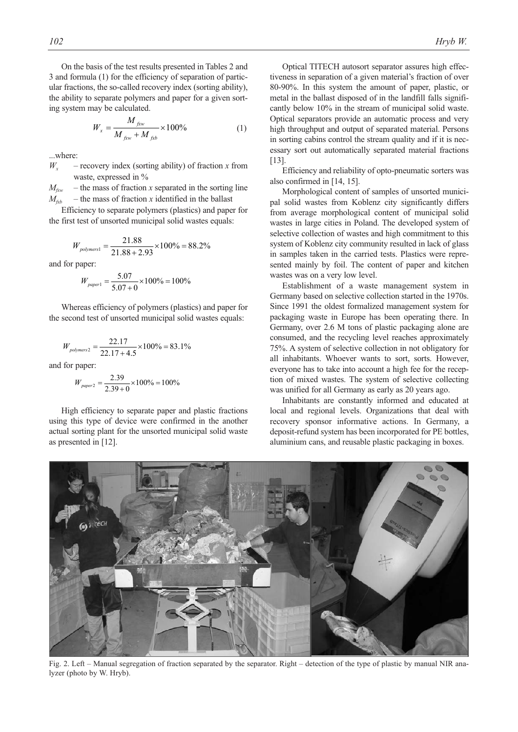On the basis of the test results presented in Tables 2 and 3 and formula (1) for the efficiency of separation of particular fractions, the so-called recovery index (sorting ability), the ability to separate polymers and paper for a given sorting system may be calculated.

$$W_x = \frac{M_{fxw}}{M_{fxw} + M_{fxb}} \times 100\% \qquad (1)$$

...where:

$W_x$ – recovery index (sorting ability) of fraction $x$ from waste, expressed in %

$M_{fxw}$ – the mass of fraction $x$ separated in the sorting line

$M_{fxb}$ – the mass of fraction $x$ identified in the ballast

Efficiency to separate polymers (plastics) and paper for the first test of unsorted municipal solid wastes equals:

$$W_{polymers1} = \frac{21.88}{21.88 + 2.93} \times 100\% = 88.2\%$$

and for paper:

$$W_{paper1} = \frac{5.07}{5.07 + 0} \times 100\% = 100\%$$

Whereas efficiency of polymers (plastics) and paper for the second test of unsorted municipal solid wastes equals:

$$W_{polymers2} = \frac{22.17}{22.17 + 4.5} \times 100\% = 83.1\%$$

and for paper:

$$W_{paper2} = \frac{2.39}{2.39 + 0} \times 100\% = 100\%$$

High efficiency to separate paper and plastic fractions using this type of device were confirmed in the another actual sorting plant for the unsorted municipal solid waste as presented in [12].

Optical TITECH autosort separator assures high effectiveness in separation of a given material's fraction of over 80-90%. In this system the amount of paper, plastic, or metal in the ballast disposed of in the landfill falls significantly below 10% in the stream of municipal solid waste. Optical separators provide an automatic process and very high throughput and output of separated material. Persons in sorting cabins control the stream quality and if it is necessary sort out automatically separated material fractions [13].

Efficiency and reliability of opto-pneumatic sorters was also confirmed in [14, 15].

Morphological content of samples of unsorted municipal solid wastes from Koblenz city significantly differs from average morphological content of municipal solid wastes in large cities in Poland. The developed system of selective collection of wastes and high commitment to this system of Koblenz city community resulted in lack of glass in samples taken in the carried tests. Plastics were represented mainly by foil. The content of paper and kitchen wastes was on a very low level.

Establishment of a waste management system in Germany based on selective collection started in the 1970s. Since 1991 the oldest formalized management system for packaging waste in Europe has been operating there. In Germany, over 2.6 M tons of plastic packaging alone are consumed, and the recycling level reaches approximately 75%. A system of selective collection in not obligatory for all inhabitants. Whoever wants to sort, sorts. However, everyone has to take into account a high fee for the reception of mixed wastes. The system of selective collecting was unified for all Germany as early as 20 years ago.

Inhabitants are constantly informed and educated at local and regional levels. Organizations that deal with recovery sponsor informative actions. In Germany, a deposit-refund system has been incorporated for PE bottles, aluminium cans, and reusable plastic packaging in boxes.

Fig. 2. Left – Manual segregation of fraction separated by the separator. Right – detection of the type of plastic by manual NIR analyzer (photo by W. Hryb).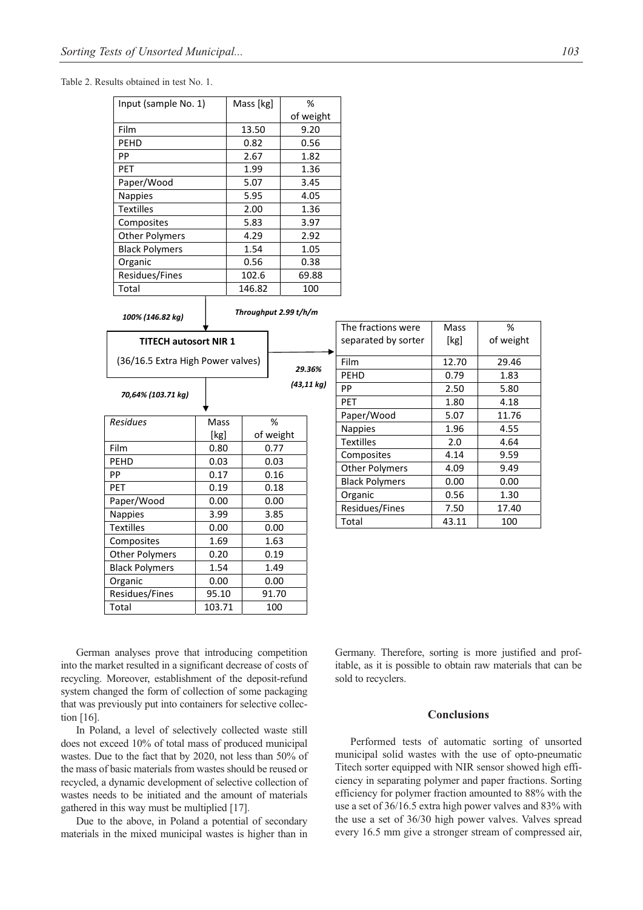Table 2. Results obtained in test No. 1.

| Input (sample No. 1) | Mass [kg] | % of weight |
|---|---|---|
| Film | 13.50 | 9.20 |
| PEHD | 0.82 | 0.56 |
| PP | 2.67 | 1.82 |
| PET | 1.99 | 1.36 |
| Paper/Wood | 5.07 | 3.45 |
| Nappies | 5.95 | 4.05 |
| Textilles | 2.00 | 1.36 |
| Composites | 5.83 | 3.97 |
| Other Polymers | 4.29 | 2.92 |
| Black Polymers | 1.54 | 1.05 |
| Organic | 0.56 | 0.38 |
| Residues/Fines | 102.6 | 69.88 |
| Total | 146.82 | 100 |

*100% (146.82 kg)*

***Throughput 2.99 t/h/m***

**TITECH autosort NIR 1**

(36/16.5 Extra High Power valves)

***29.36%***

***(43,11 kg)***

*70,64% (103.71 kg)*

| The fractions were separated by sorter | Mass [kg] | % of weight |
|---|---|---|
| Film | 12.70 | 29.46 |
| PEHD | 0.79 | 1.83 |
| PP | 2.50 | 5.80 |
| PET | 1.80 | 4.18 |
| Paper/Wood | 5.07 | 11.76 |
| Nappies | 1.96 | 4.55 |
| Textilles | 2.0 | 4.64 |
| Composites | 4.14 | 9.59 |
| Other Polymers | 4.09 | 9.49 |
| Black Polymers | 0.00 | 0.00 |
| Organic | 0.56 | 1.30 |
| Residues/Fines | 7.50 | 17.40 |
| Total | 43.11 | 100 |

| *Residues* | Mass [kg] | % of weight |
|---|---|---|
| Film | 0.80 | 0.77 |
| PEHD | 0.03 | 0.03 |
| PP | 0.17 | 0.16 |
| PET | 0.19 | 0.18 |
| Paper/Wood | 0.00 | 0.00 |
| Nappies | 3.99 | 3.85 |
| Textilles | 0.00 | 0.00 |
| Composites | 1.69 | 1.63 |
| Other Polymers | 0.20 | 0.19 |
| Black Polymers | 1.54 | 1.49 |
| Organic | 0.00 | 0.00 |
| Residues/Fines | 95.10 | 91.70 |
| Total | 103.71 | 100 |

German analyses prove that introducing competition into the market resulted in a significant decrease of costs of recycling. Moreover, establishment of the deposit-refund system changed the form of collection of some packaging that was previously put into containers for selective collection [16].

In Poland, a level of selectively collected waste still does not exceed 10% of total mass of produced municipal wastes. Due to the fact that by 2020, not less than 50% of the mass of basic materials from wastes should be reused or recycled, a dynamic development of selective collection of wastes needs to be initiated and the amount of materials gathered in this way must be multiplied [17].

Due to the above, in Poland a potential of secondary materials in the mixed municipal wastes is higher than in Germany. Therefore, sorting is more justified and profitable, as it is possible to obtain raw materials that can be sold to recyclers.

## Conclusions

Performed tests of automatic sorting of unsorted municipal solid wastes with the use of opto-pneumatic Titech sorter equipped with NIR sensor showed high efficiency in separating polymer and paper fractions. Sorting efficiency for polymer fraction amounted to 88% with the use a set of 36/16.5 extra high power valves and 83% with the use a set of 36/30 high power valves. Valves spread every 16.5 mm give a stronger stream of compressed air,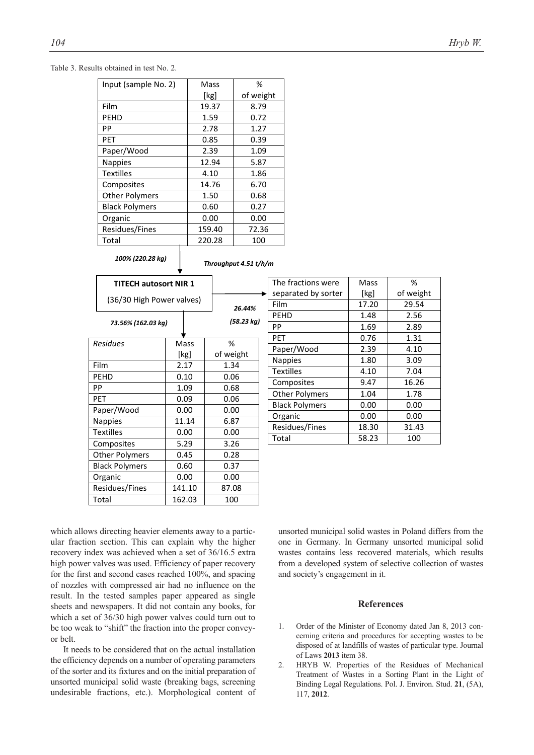Table 3. Results obtained in test No. 2.

| Input (sample No. 2) | Mass [kg] | % of weight |
|---|---|---|
| Film | 19.37 | 8.79 |
| PEHD | 1.59 | 0.72 |
| PP | 2.78 | 1.27 |
| PET | 0.85 | 0.39 |
| Paper/Wood | 2.39 | 1.09 |
| Nappies | 12.94 | 5.87 |
| Textilles | 4.10 | 1.86 |
| Composites | 14.76 | 6.70 |
| Other Polymers | 1.50 | 0.68 |
| Black Polymers | 0.60 | 0.27 |
| Organic | 0.00 | 0.00 |
| Residues/Fines | 159.40 | 72.36 |
| Total | 220.28 | 100 |

*100% (220.28 kg)*

*Throughput 4.51 t/h/m*

**TITECH autosort NIR 1**

(36/30 High Power valves)

*26.44% (58.23 kg)*

| The fractions were separated by sorter | Mass [kg] | % of weight |
|---|---|---|
| Film | 17.20 | 29.54 |
| PEHD | 1.48 | 2.56 |
| PP | 1.69 | 2.89 |
| PET | 0.76 | 1.31 |
| Paper/Wood | 2.39 | 4.10 |
| Nappies | 1.80 | 3.09 |
| Textilles | 4.10 | 7.04 |
| Composites | 9.47 | 16.26 |
| Other Polymers | 1.04 | 1.78 |
| Black Polymers | 0.00 | 0.00 |
| Organic | 0.00 | 0.00 |
| Residues/Fines | 18.30 | 31.43 |
| Total | 58.23 | 100 |

*73.56% (162.03 kg)*

| *Residues* | Mass [kg] | % of weight |
|---|---|---|
| Film | 2.17 | 1.34 |
| PEHD | 0.10 | 0.06 |
| PP | 1.09 | 0.68 |
| PET | 0.09 | 0.06 |
| Paper/Wood | 0.00 | 0.00 |
| Nappies | 11.14 | 6.87 |
| Textilles | 0.00 | 0.00 |
| Composites | 5.29 | 3.26 |
| Other Polymers | 0.45 | 0.28 |
| Black Polymers | 0.60 | 0.37 |
| Organic | 0.00 | 0.00 |
| Residues/Fines | 141.10 | 87.08 |
| Total | 162.03 | 100 |

which allows directing heavier elements away to a particular fraction section. This can explain why the higher recovery index was achieved when a set of 36/16.5 extra high power valves was used. Efficiency of paper recovery for the first and second cases reached 100%, and spacing of nozzles with compressed air had no influence on the result. In the tested samples paper appeared as single sheets and newspapers. It did not contain any books, for which a set of 36/30 high power valves could turn out to be too weak to "shift" the fraction into the proper conveyor belt.

It needs to be considered that on the actual installation the efficiency depends on a number of operating parameters of the sorter and its fixtures and on the initial preparation of unsorted municipal solid waste (breaking bags, screening undesirable fractions, etc.). Morphological content of unsorted municipal solid wastes in Poland differs from the one in Germany. In Germany unsorted municipal solid wastes contains less recovered materials, which results from a developed system of selective collection of wastes and society's engagement in it.

## References

1. Order of the Minister of Economy dated Jan 8, 2013 concerning criteria and procedures for accepting wastes to be disposed of at landfills of wastes of particular type. Journal of Laws **2013** item 38.
2. HRYB W. Properties of the Residues of Mechanical Treatment of Wastes in a Sorting Plant in the Light of Binding Legal Regulations. Pol. J. Environ. Stud. **21**, (5A), 117, **2012**.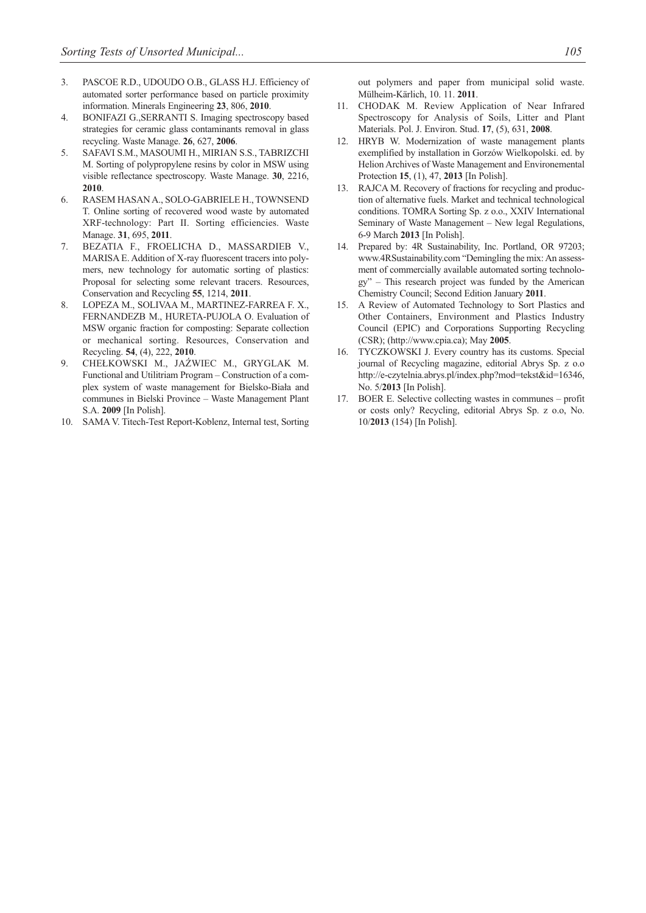3. PASCOE R.D., UDOUDO O.B., GLASS H.J. Efficiency of automated sorter performance based on particle proximity information. Minerals Engineering **23**, 806, **2010**.
4. BONIFAZI G.,SERRANTI S. Imaging spectroscopy based strategies for ceramic glass contaminants removal in glass recycling. Waste Manage. **26**, 627, **2006**.
5. SAFAVI S.M., MASOUMI H., MIRIAN S.S., TABRIZCHI M. Sorting of polypropylene resins by color in MSW using visible reflectance spectroscopy. Waste Manage. **30**, 2216, **2010**.
6. RASEM HASAN A., SOLO-GABRIELE H., TOWNSEND T. Online sorting of recovered wood waste by automated XRF-technology: Part II. Sorting efficiencies. Waste Manage. **31**, 695, **2011**.
7. BEZATIA F., FROELICHA D., MASSARDIEB V., MARISA E. Addition of X-ray fluorescent tracers into polymers, new technology for automatic sorting of plastics: Proposal for selecting some relevant tracers. Resources, Conservation and Recycling **55**, 1214, **2011**.
8. LOPEZA M., SOLIVAA M., MARTINEZ-FARREA F. X., FERNANDEZB M., HURETA-PUJOLA O. Evaluation of MSW organic fraction for composting: Separate collection or mechanical sorting. Resources, Conservation and Recycling. **54**, (4), 222, **2010**.
9. CHEŁKOWSKI M., JAŹWIEC M., GRYGLAK M. Functional and Utilitriam Program – Construction of a complex system of waste management for Bielsko-Biała and communes in Bielski Province – Waste Management Plant S.A. **2009** [In Polish].
10. SAMA V. Titech-Test Report-Koblenz, Internal test, Sorting out polymers and paper from municipal solid waste. Mülheim-Kärlich, 10. 11. **2011**.
11. CHODAK M. Review Application of Near Infrared Spectroscopy for Analysis of Soils, Litter and Plant Materials. Pol. J. Environ. Stud. **17**, (5), 631, **2008**.
12. HRYB W. Modernization of waste management plants exemplified by installation in Gorzów Wielkopolski. ed. by Helion Archives of Waste Management and Environemental Protection **15**, (1), 47, **2013** [In Polish].
13. RAJCA M. Recovery of fractions for recycling and production of alternative fuels. Market and technical technological conditions. TOMRA Sorting Sp. z o.o., XXIV International Seminary of Waste Management – New legal Regulations, 6-9 March **2013** [In Polish].
14. Prepared by: 4R Sustainability, Inc. Portland, OR 97203; www.4RSustainability.com "Demingling the mix: An assessment of commercially available automated sorting technology" – This research project was funded by the American Chemistry Council; Second Edition January **2011**.
15. A Review of Automated Technology to Sort Plastics and Other Containers, Environment and Plastics Industry Council (EPIC) and Corporations Supporting Recycling (CSR); (http://www.cpia.ca); May **2005**.
16. TYCZKOWSKI J. Every country has its customs. Special journal of Recycling magazine, editorial Abrys Sp. z o.o http://e-czytelnia.abrys.pl/index.php?mod=tekst&id=16346, No. 5/**2013** [In Polish].
17. BOER E. Selective collecting wastes in communes – profit or costs only? Recycling, editorial Abrys Sp. z o.o, No. 10/**2013** (154) [In Polish].